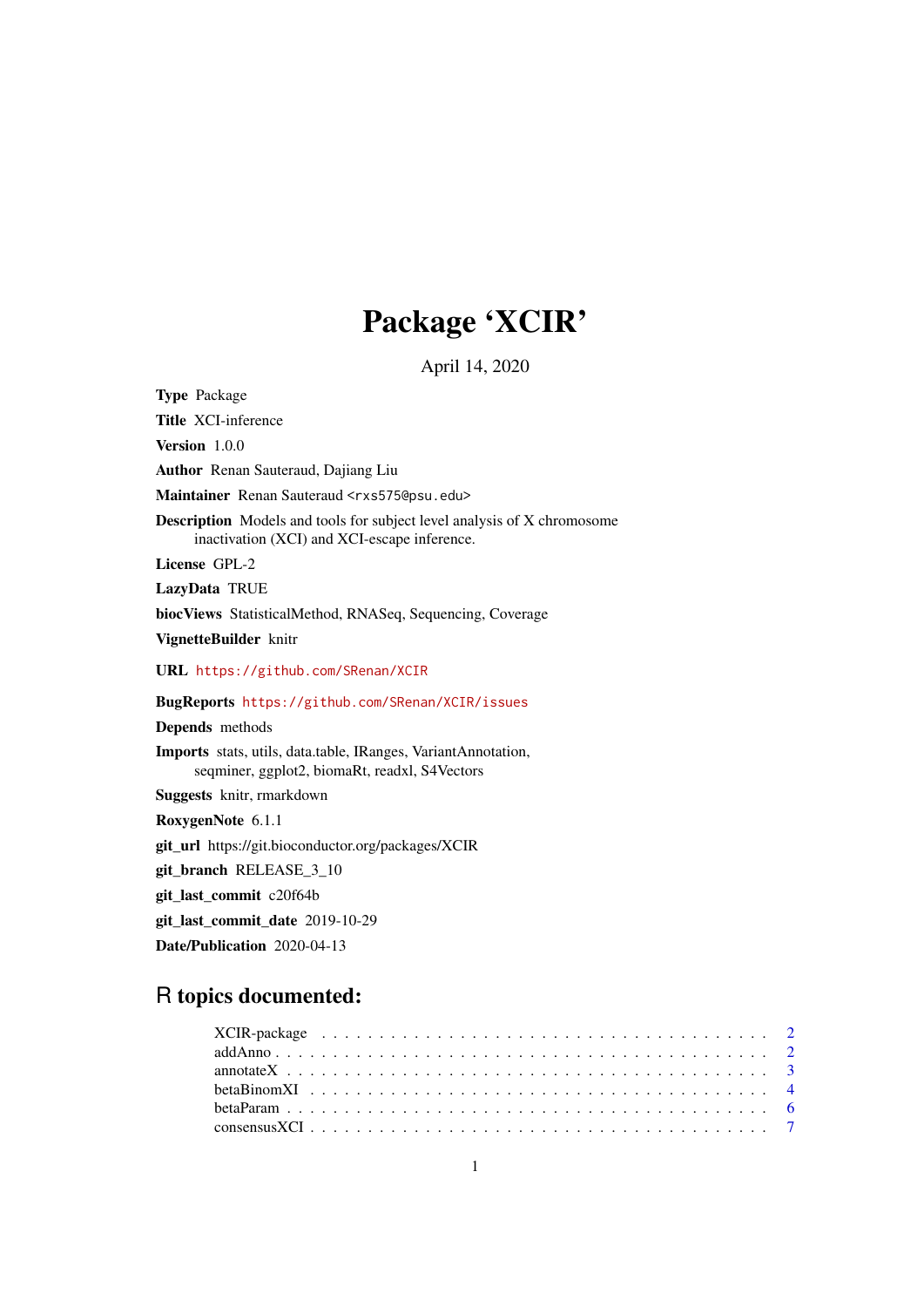# Package 'XCIR'

April 14, 2020

**Type** Package

**Title** XCI-inference

**Version** 1.0.0

**Author** Renan Sauteraud, Dajiang Liu

**Maintainer** Renan Sauteraud <rxs575@psu.edu>

**Description** Models and tools for subject level analysis of X chromosome inactivation (XCI) and XCI-escape inference.

**License** GPL-2

**LazyData** TRUE

**biocViews** StatisticalMethod, RNASeq, Sequencing, Coverage

**VignetteBuilder** knitr

**URL** https://github.com/SRenan/XCIR

**BugReports** https://github.com/SRenan/XCIR/issues

**Depends** methods

**Imports** stats, utils, data.table, IRanges, VariantAnnotation, seqminer, ggplot2, biomaRt, readxl, S4Vectors

**Suggests** knitr, rmarkdown

**RoxygenNote** 6.1.1

**git_url** https://git.bioconductor.org/packages/XCIR

**git_branch** RELEASE_3_10

**git_last_commit** c20f64b

**git_last_commit_date** 2019-10-29

**Date/Publication** 2020-04-13

## R topics documented:

- XCIR-package . . . . . . . . . . . . . . . . . . . . . . . . . . . . . . . . . . . . . 2
- addAnno . . . . . . . . . . . . . . . . . . . . . . . . . . . . . . . . . . . . . . . . . 2
- annotateX . . . . . . . . . . . . . . . . . . . . . . . . . . . . . . . . . . . . . . . . 3
- betaBinomXI . . . . . . . . . . . . . . . . . . . . . . . . . . . . . . . . . . . . . . . 4
- betaParam . . . . . . . . . . . . . . . . . . . . . . . . . . . . . . . . . . . . . . . . 6
- consensusXCI . . . . . . . . . . . . . . . . . . . . . . . . . . . . . . . . . . . . . . 7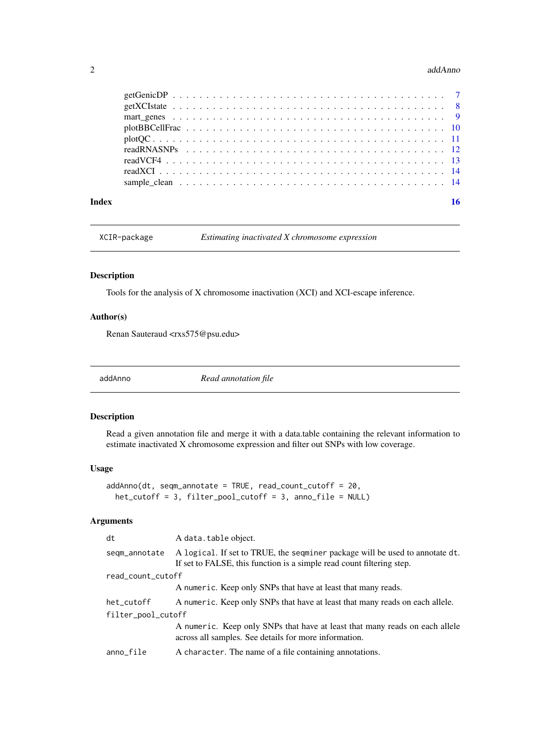| | |
|---|---|
| getGenicDP | 7 |
| getXCIstate | 8 |
| mart_genes | 9 |
| plotBBCellFrac | 10 |
| plotQC | 11 |
| readRNASNPs | 12 |
| readVCF4 | 13 |
| readXCI | 14 |
| sample_clean | 14 |

**Index** **16**

---

## XCIR-package — *Estimating inactivated X chromosome expression*

### Description

Tools for the analysis of X chromosome inactivation (XCI) and XCI-escape inference.

### Author(s)

Renan Sauteraud <rxs575@psu.edu>

---

## addAnno — *Read annotation file*

### Description

Read a given annotation file and merge it with a data.table containing the relevant information to estimate inactivated X chromosome expression and filter out SNPs with low coverage.

### Usage

```
addAnno(dt, seqm_annotate = TRUE, read_count_cutoff = 20,
  het_cutoff = 3, filter_pool_cutoff = 3, anno_file = NULL)
```

### Arguments

| | |
|---|---|
| `dt` | A `data.table` object. |
| `seqm_annotate` | A `logical`. If set to TRUE, the `seqminer` package will be used to annotate `dt`. If set to FALSE, this function is a simple read count filtering step. |
| `read_count_cutoff` | A `numeric`. Keep only SNPs that have at least that many reads. |
| `het_cutoff` | A `numeric`. Keep only SNPs that have at least that many reads on each allele. |
| `filter_pool_cutoff` | A `numeric`. Keep only SNPs that have at least that many reads on each allele across all samples. See details for more information. |
| `anno_file` | A `character`. The name of a file containing annotations. |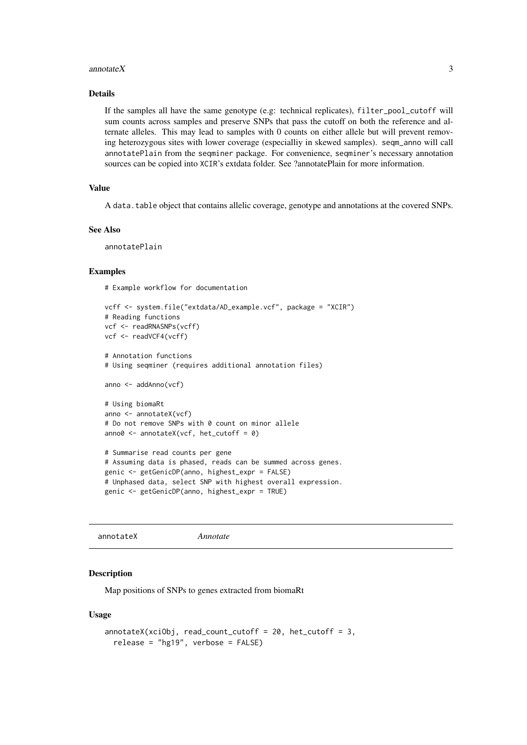### Details

If the samples all have the same genotype (e.g: technical replicates), `filter_pool_cutoff` will sum counts across samples and preserve SNPs that pass the cutoff on both the reference and alternate alleles. This may lead to samples with 0 counts on either allele but will prevent removing heterozygous sites with lower coverage (especialliy in skewed samples). `seqm_anno` will call `annotatePlain` from the `seqminer` package. For convenience, `seqminer`'s necessary annotation sources can be copied into `XCIR`'s extdata folder. See ?annotatePlain for more information.

### Value

A `data.table` object that contains allelic coverage, genotype and annotations at the covered SNPs.

### See Also

`annotatePlain`

### Examples

```
# Example workflow for documentation

vcff <- system.file("extdata/AD_example.vcf", package = "XCIR")
# Reading functions
vcf <- readRNASNPs(vcff)
vcf <- readVCF4(vcff)

# Annotation functions
# Using seqminer (requires additional annotation files)

anno <- addAnno(vcf)

# Using biomaRt
anno <- annotateX(vcf)
# Do not remove SNPs with 0 count on minor allele
anno0 <- annotateX(vcf, het_cutoff = 0)

# Summarise read counts per gene
# Assuming data is phased, reads can be summed across genes.
genic <- getGenicDP(anno, highest_expr = FALSE)
# Unphased data, select SNP with highest overall expression.
genic <- getGenicDP(anno, highest_expr = TRUE)
```

---

## annotateX *Annotate*

### Description

Map positions of SNPs to genes extracted from biomaRt

### Usage

```
annotateX(xciObj, read_count_cutoff = 20, het_cutoff = 3,
  release = "hg19", verbose = FALSE)
```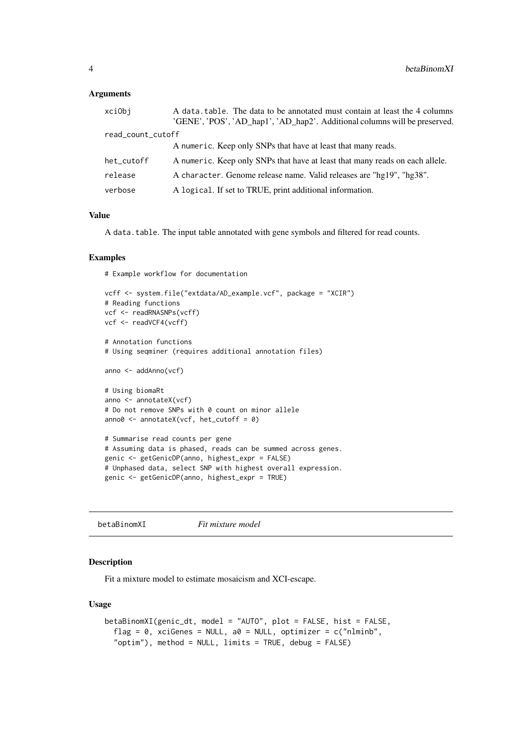### Arguments

| | |
|---|---|
| xciObj | A data.table. The data to be annotated must contain at least the 4 columns 'GENE', 'POS', 'AD_hap1', 'AD_hap2'. Additional columns will be preserved. |
| read_count_cutoff | A numeric. Keep only SNPs that have at least that many reads. |
| het_cutoff | A numeric. Keep only SNPs that have at least that many reads on each allele. |
| release | A character. Genome release name. Valid releases are "hg19", "hg38". |
| verbose | A logical. If set to TRUE, print additional information. |

### Value

A data.table. The input table annotated with gene symbols and filtered for read counts.

### Examples

```
# Example workflow for documentation

vcff <- system.file("extdata/AD_example.vcf", package = "XCIR")
# Reading functions
vcf <- readRNASNPs(vcff)
vcf <- readVCF4(vcff)

# Annotation functions
# Using seqminer (requires additional annotation files)

anno <- addAnno(vcf)

# Using biomaRt
anno <- annotateX(vcf)
# Do not remove SNPs with 0 count on minor allele
anno0 <- annotateX(vcf, het_cutoff = 0)

# Summarise read counts per gene
# Assuming data is phased, reads can be summed across genes.
genic <- getGenicDP(anno, highest_expr = FALSE)
# Unphased data, select SNP with highest overall expression.
genic <- getGenicDP(anno, highest_expr = TRUE)
```

---

## betaBinomXI — *Fit mixture model*

### Description

Fit a mixture model to estimate mosaicism and XCI-escape.

### Usage

```
betaBinomXI(genic_dt, model = "AUTO", plot = FALSE, hist = FALSE,
  flag = 0, xciGenes = NULL, a0 = NULL, optimizer = c("nlminb",
  "optim"), method = NULL, limits = TRUE, debug = FALSE)
```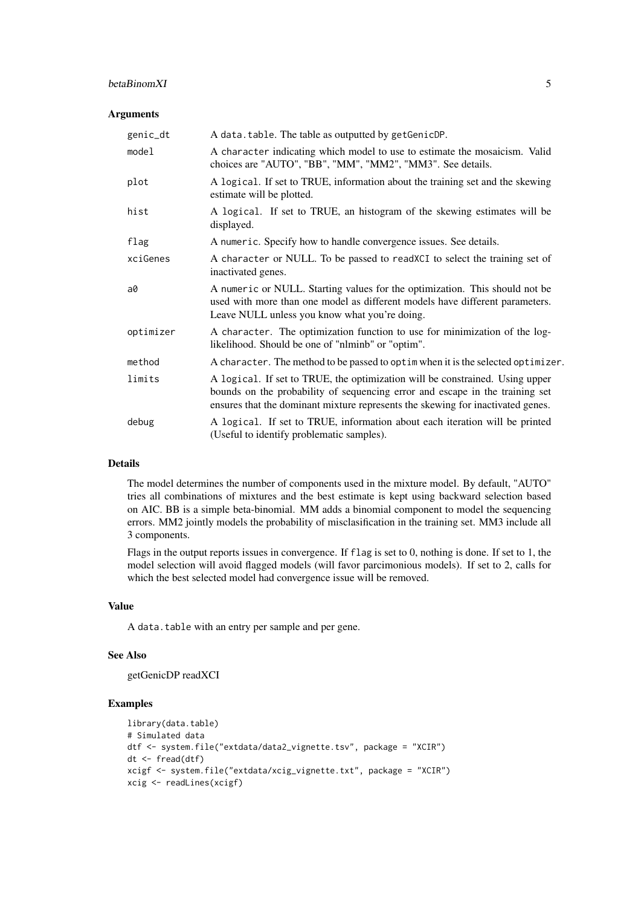## Arguments

| | |
|---|---|
| `genic_dt` | A `data.table`. The table as outputted by `getGenicDP`. |
| `model` | A `character` indicating which model to use to estimate the mosaicism. Valid choices are "AUTO", "BB", "MM", "MM2", "MM3". See details. |
| `plot` | A `logical`. If set to TRUE, information about the training set and the skewing estimate will be plotted. |
| `hist` | A `logical`. If set to TRUE, an histogram of the skewing estimates will be displayed. |
| `flag` | A `numeric`. Specify how to handle convergence issues. See details. |
| `xciGenes` | A `character` or NULL. To be passed to `readXCI` to select the training set of inactivated genes. |
| `a0` | A `numeric` or NULL. Starting values for the optimization. This should not be used with more than one model as different models have different parameters. Leave NULL unless you know what you're doing. |
| `optimizer` | A `character`. The optimization function to use for minimization of the log-likelihood. Should be one of "nlminb" or "optim". |
| `method` | A `character`. The method to be passed to `optim` when it is the selected `optimizer`. |
| `limits` | A `logical`. If set to TRUE, the optimization will be constrained. Using upper bounds on the probability of sequencing error and escape in the training set ensures that the dominant mixture represents the skewing for inactivated genes. |
| `debug` | A `logical`. If set to TRUE, information about each iteration will be printed (Useful to identify problematic samples). |

## Details

The model determines the number of components used in the mixture model. By default, "AUTO" tries all combinations of mixtures and the best estimate is kept using backward selection based on AIC. BB is a simple beta-binomial. MM adds a binomial component to model the sequencing errors. MM2 jointly models the probability of misclasification in the training set. MM3 include all 3 components.

Flags in the output reports issues in convergence. If `flag` is set to 0, nothing is done. If set to 1, the model selection will avoid flagged models (will favor parcimonious models). If set to 2, calls for which the best selected model had convergence issue will be removed.

## Value

A `data.table` with an entry per sample and per gene.

## See Also

getGenicDP readXCI

## Examples

```
library(data.table)
# Simulated data
dtf <- system.file("extdata/data2_vignette.tsv", package = "XCIR")
dt <- fread(dtf)
xcigf <- system.file("extdata/xcig_vignette.txt", package = "XCIR")
xcig <- readLines(xcigf)
```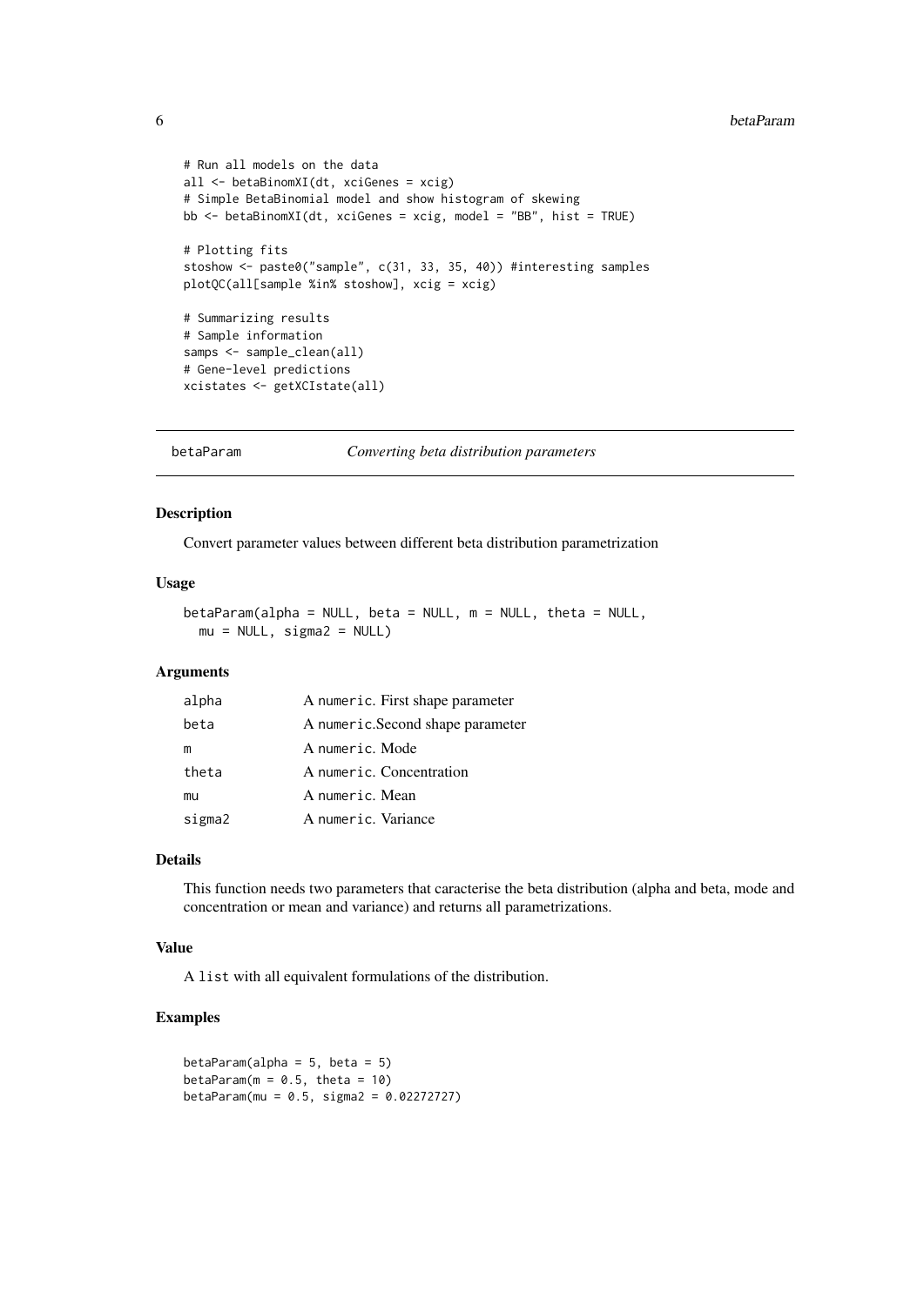```
# Run all models on the data
all <- betaBinomXI(dt, xciGenes = xcig)
# Simple BetaBinomial model and show histogram of skewing
bb <- betaBinomXI(dt, xciGenes = xcig, model = "BB", hist = TRUE)

# Plotting fits
stoshow <- paste0("sample", c(31, 33, 35, 40)) #interesting samples
plotQC(all[sample %in% stoshow], xcig = xcig)

# Summarizing results
# Sample information
samps <- sample_clean(all)
# Gene-level predictions
xcistates <- getXCIstate(all)
```

## betaParam — *Converting beta distribution parameters*

### Description

Convert parameter values between different beta distribution parametrization

### Usage

```
betaParam(alpha = NULL, beta = NULL, m = NULL, theta = NULL,
  mu = NULL, sigma2 = NULL)
```

### Arguments

| | |
|---|---|
| alpha | A `numeric`. First shape parameter |
| beta | A `numeric`.Second shape parameter |
| m | A `numeric`. Mode |
| theta | A `numeric`. Concentration |
| mu | A `numeric`. Mean |
| sigma2 | A `numeric`. Variance |

### Details

This function needs two parameters that caracterise the beta distribution (alpha and beta, mode and concentration or mean and variance) and returns all parametrizations.

### Value

A `list` with all equivalent formulations of the distribution.

### Examples

```
betaParam(alpha = 5, beta = 5)
betaParam(m = 0.5, theta = 10)
betaParam(mu = 0.5, sigma2 = 0.02272727)
```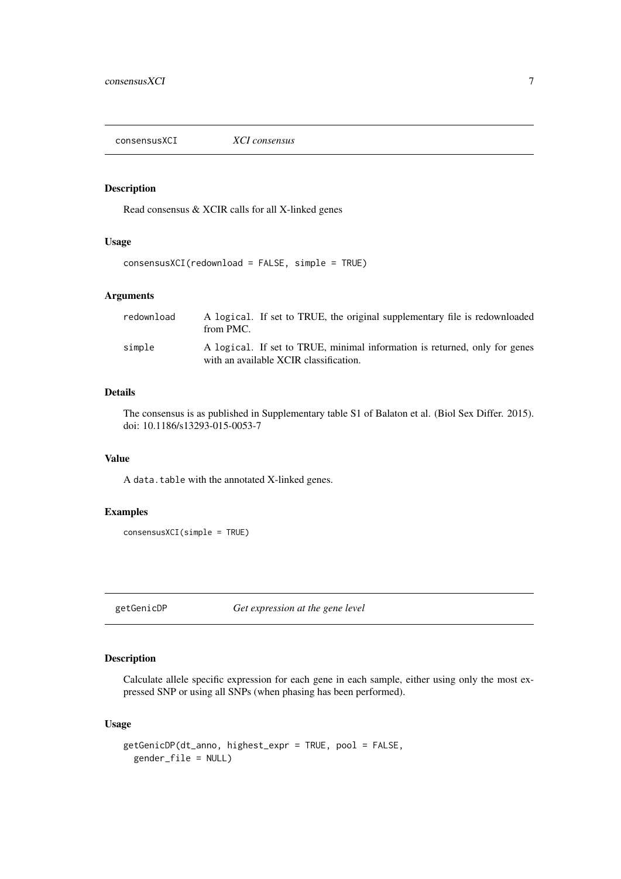## consensusXCI — *XCI consensus*

### Description

Read consensus & XCIR calls for all X-linked genes

### Usage

```
consensusXCI(redownload = FALSE, simple = TRUE)
```

### Arguments

| | |
|---|---|
| redownload | A `logical`. If set to TRUE, the original supplementary file is redownloaded from PMC. |
| simple | A `logical`. If set to TRUE, minimal information is returned, only for genes with an available XCIR classification. |

### Details

The consensus is as published in Supplementary table S1 of Balaton et al. (Biol Sex Differ. 2015). doi: 10.1186/s13293-015-0053-7

### Value

A `data.table` with the annotated X-linked genes.

### Examples

```
consensusXCI(simple = TRUE)
```

## getGenicDP — *Get expression at the gene level*

### Description

Calculate allele specific expression for each gene in each sample, either using only the most expressed SNP or using all SNPs (when phasing has been performed).

### Usage

```
getGenicDP(dt_anno, highest_expr = TRUE, pool = FALSE,
  gender_file = NULL)
```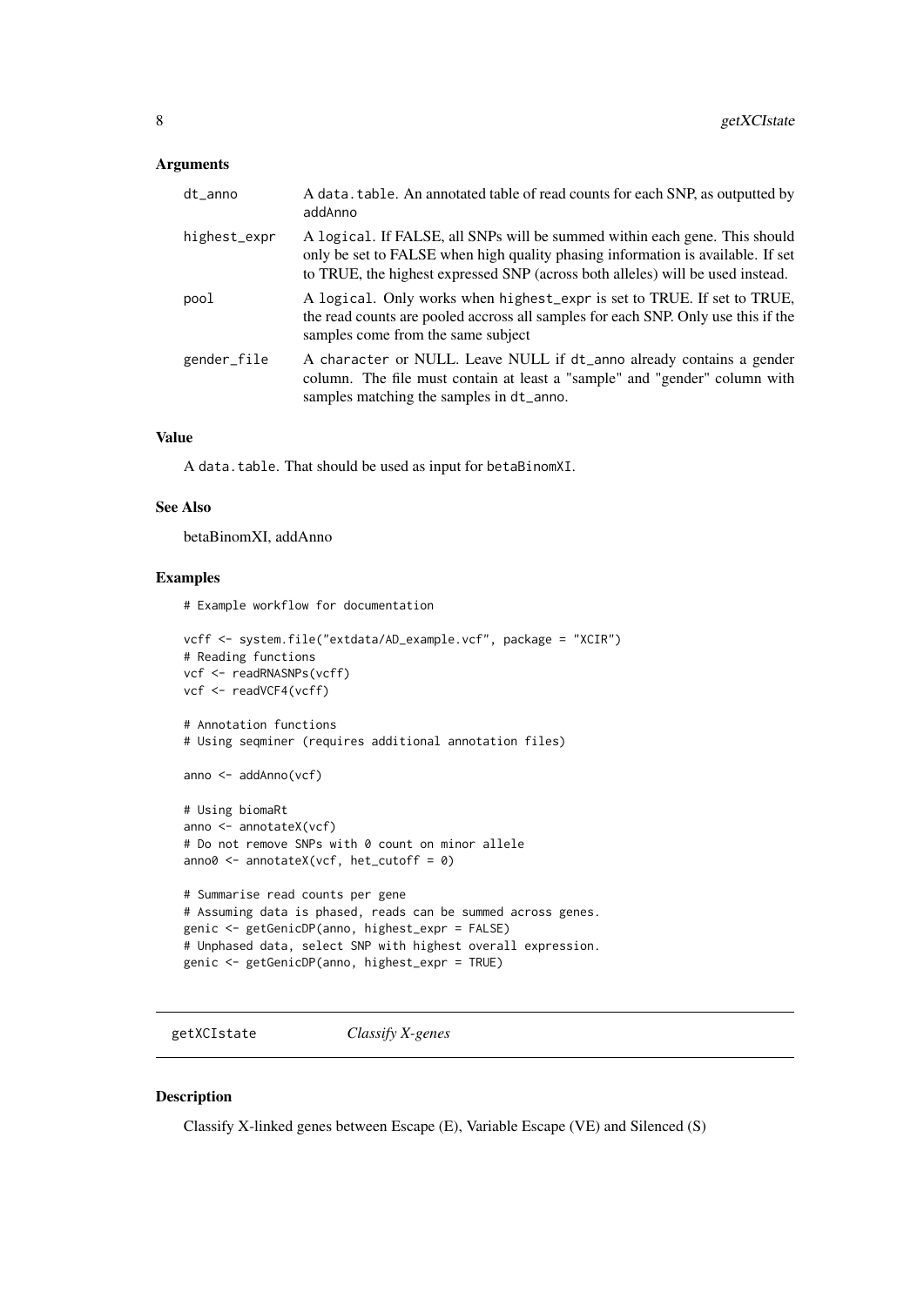## Arguments

| | |
|---|---|
| dt_anno | A `data.table`. An annotated table of read counts for each SNP, as outputted by addAnno |
| highest_expr | A `logical`. If FALSE, all SNPs will be summed within each gene. This should only be set to FALSE when high quality phasing information is available. If set to TRUE, the highest expressed SNP (across both alleles) will be used instead. |
| pool | A `logical`. Only works when `highest_expr` is set to TRUE. If set to TRUE, the read counts are pooled accross all samples for each SNP. Only use this if the samples come from the same subject |
| gender_file | A `character` or NULL. Leave NULL if `dt_anno` already contains a gender column. The file must contain at least a "sample" and "gender" column with samples matching the samples in `dt_anno`. |

## Value

A `data.table`. That should be used as input for `betaBinomXI`.

## See Also

betaBinomXI, addAnno

## Examples

```
# Example workflow for documentation

vcff <- system.file("extdata/AD_example.vcf", package = "XCIR")
# Reading functions
vcf <- readRNASNPs(vcff)
vcf <- readVCF4(vcff)

# Annotation functions
# Using seqminer (requires additional annotation files)

anno <- addAnno(vcf)

# Using biomaRt
anno <- annotateX(vcf)
# Do not remove SNPs with 0 count on minor allele
anno0 <- annotateX(vcf, het_cutoff = 0)

# Summarise read counts per gene
# Assuming data is phased, reads can be summed across genes.
genic <- getGenicDP(anno, highest_expr = FALSE)
# Unphased data, select SNP with highest overall expression.
genic <- getGenicDP(anno, highest_expr = TRUE)
```

---

# getXCIstate *Classify X-genes*

## Description

Classify X-linked genes between Escape (E), Variable Escape (VE) and Silenced (S)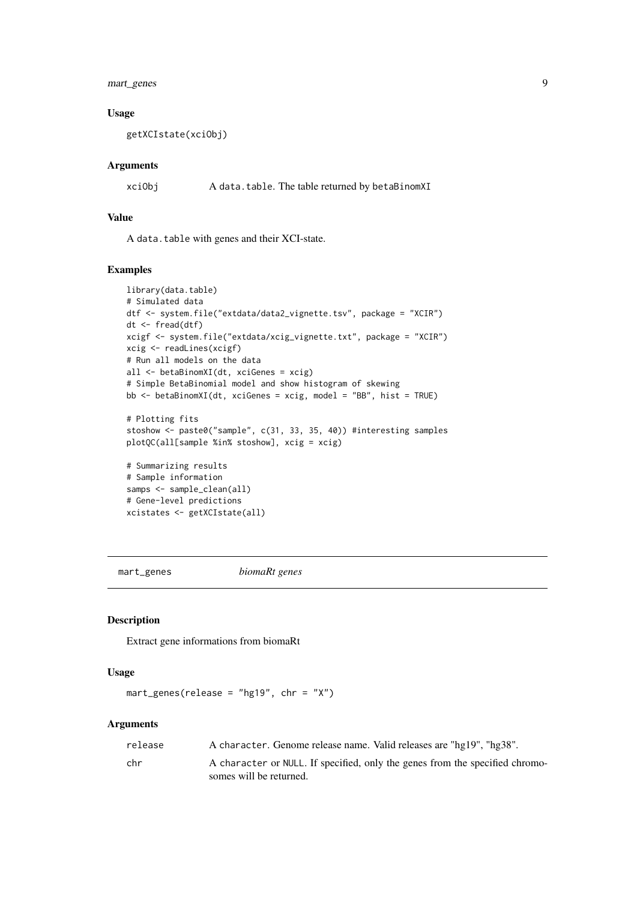### Usage

```
getXCIstate(xciObj)
```

### Arguments

| | |
|---|---|
| xciObj | A data.table. The table returned by betaBinomXI |

### Value

A data.table with genes and their XCI-state.

### Examples

```
library(data.table)
# Simulated data
dtf <- system.file("extdata/data2_vignette.tsv", package = "XCIR")
dt <- fread(dtf)
xcigf <- system.file("extdata/xcig_vignette.txt", package = "XCIR")
xcig <- readLines(xcigf)
# Run all models on the data
all <- betaBinomXI(dt, xciGenes = xcig)
# Simple BetaBinomial model and show histogram of skewing
bb <- betaBinomXI(dt, xciGenes = xcig, model = "BB", hist = TRUE)

# Plotting fits
stoshow <- paste0("sample", c(31, 33, 35, 40)) #interesting samples
plotQC(all[sample %in% stoshow], xcig = xcig)

# Summarizing results
# Sample information
samps <- sample_clean(all)
# Gene-level predictions
xcistates <- getXCIstate(all)
```

## mart_genes *biomaRt genes*

### Description

Extract gene informations from biomaRt

### Usage

```
mart_genes(release = "hg19", chr = "X")
```

### Arguments

| | |
|---|---|
| release | A character. Genome release name. Valid releases are "hg19", "hg38". |
| chr | A character or NULL. If specified, only the genes from the specified chromosomes will be returned. |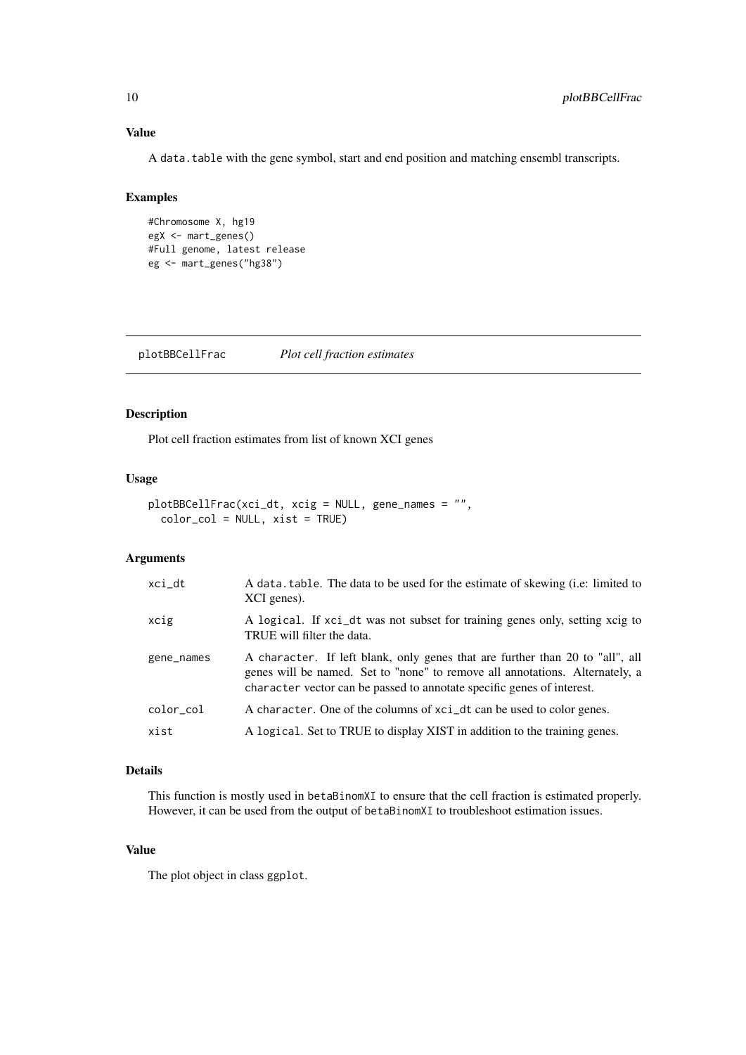## Value

A `data.table` with the gene symbol, start and end position and matching ensembl transcripts.

## Examples

```
#Chromosome X, hg19
egX <- mart_genes()
#Full genome, latest release
eg <- mart_genes("hg38")
```

# plotBBCellFrac *Plot cell fraction estimates*

## Description

Plot cell fraction estimates from list of known XCI genes

## Usage

```
plotBBCellFrac(xci_dt, xcig = NULL, gene_names = "",
  color_col = NULL, xist = TRUE)
```

## Arguments

| | |
|---|---|
| xci_dt | A `data.table`. The data to be used for the estimate of skewing (i.e: limited to XCI genes). |
| xcig | A `logical`. If `xci_dt` was not subset for training genes only, setting xcig to TRUE will filter the data. |
| gene_names | A `character`. If left blank, only genes that are further than 20 to "all", all genes will be named. Set to "none" to remove all annotations. Alternately, a `character` vector can be passed to annotate specific genes of interest. |
| color_col | A `character`. One of the columns of `xci_dt` can be used to color genes. |
| xist | A `logical`. Set to TRUE to display XIST in addition to the training genes. |

## Details

This function is mostly used in `betaBinomXI` to ensure that the cell fraction is estimated properly. However, it can be used from the output of `betaBinomXI` to troubleshoot estimation issues.

## Value

The plot object in class `ggplot`.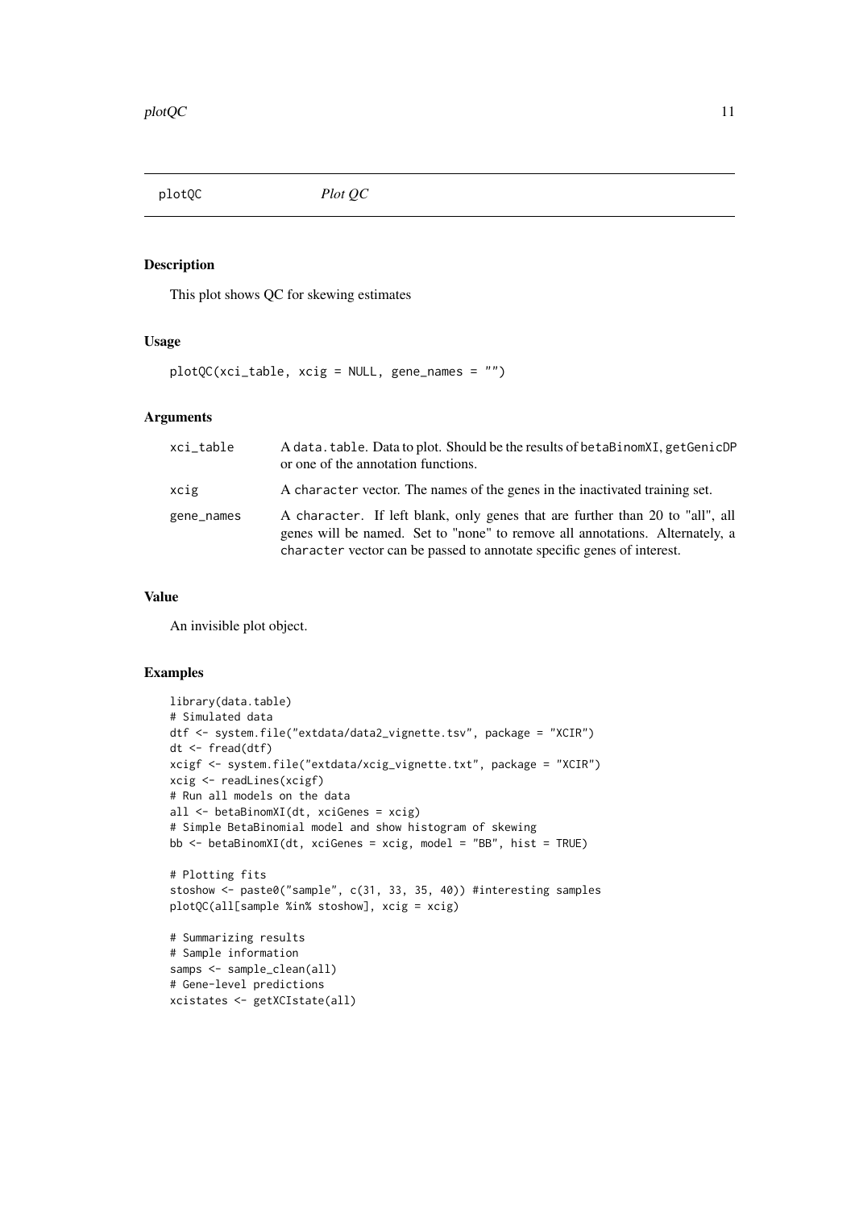plotQC *Plot QC*

## Description

This plot shows QC for skewing estimates

## Usage

```
plotQC(xci_table, xcig = NULL, gene_names = "")
```

## Arguments

| | |
|---|---|
| xci_table | A data.table. Data to plot. Should be the results of betaBinomXI, getGenicDP or one of the annotation functions. |
| xcig | A character vector. The names of the genes in the inactivated training set. |
| gene_names | A character. If left blank, only genes that are further than 20 to "all", all genes will be named. Set to "none" to remove all annotations. Alternately, a character vector can be passed to annotate specific genes of interest. |

## Value

An invisible plot object.

## Examples

```
library(data.table)
# Simulated data
dtf <- system.file("extdata/data2_vignette.tsv", package = "XCIR")
dt <- fread(dtf)
xcigf <- system.file("extdata/xcig_vignette.txt", package = "XCIR")
xcig <- readLines(xcigf)
# Run all models on the data
all <- betaBinomXI(dt, xciGenes = xcig)
# Simple BetaBinomial model and show histogram of skewing
bb <- betaBinomXI(dt, xciGenes = xcig, model = "BB", hist = TRUE)

# Plotting fits
stoshow <- paste0("sample", c(31, 33, 35, 40)) #interesting samples
plotQC(all[sample %in% stoshow], xcig = xcig)

# Summarizing results
# Sample information
samps <- sample_clean(all)
# Gene-level predictions
xcistates <- getXCIstate(all)
```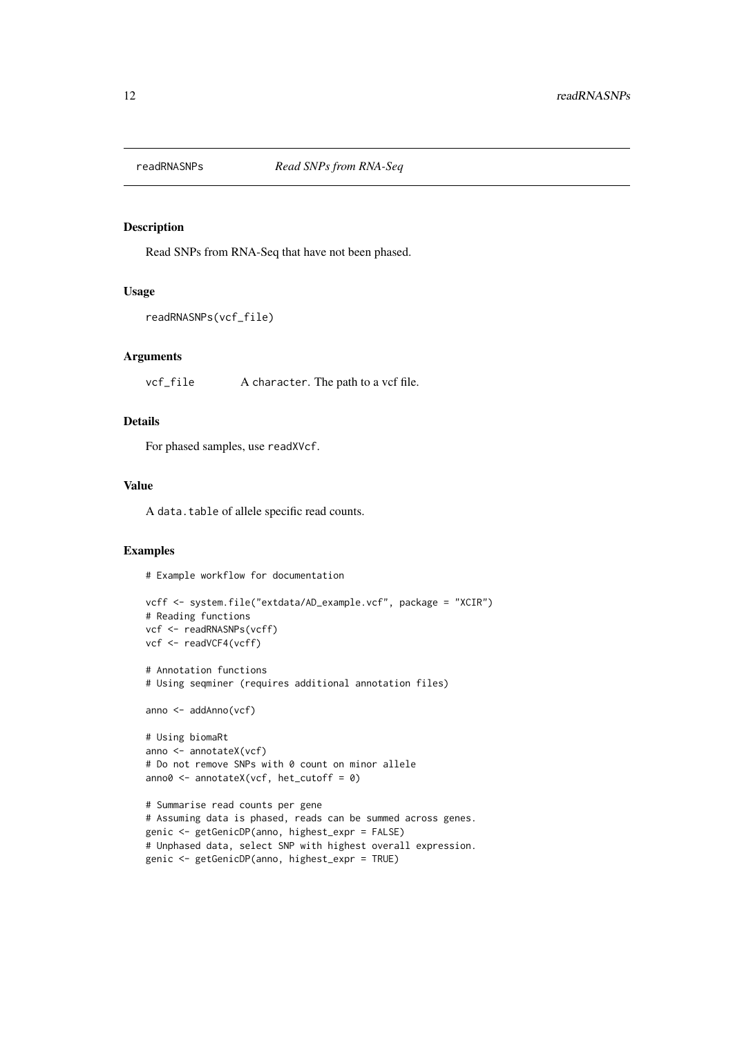# readRNASNPs — *Read SNPs from RNA-Seq*

## Description

Read SNPs from RNA-Seq that have not been phased.

## Usage

```
readRNASNPs(vcf_file)
```

## Arguments

| | |
|---|---|
| `vcf_file` | A `character`. The path to a vcf file. |

## Details

For phased samples, use `readXVcf`.

## Value

A `data.table` of allele specific read counts.

## Examples

```
# Example workflow for documentation

vcff <- system.file("extdata/AD_example.vcf", package = "XCIR")
# Reading functions
vcf <- readRNASNPs(vcff)
vcf <- readVCF4(vcff)

# Annotation functions
# Using seqminer (requires additional annotation files)

anno <- addAnno(vcf)

# Using biomaRt
anno <- annotateX(vcf)
# Do not remove SNPs with 0 count on minor allele
anno0 <- annotateX(vcf, het_cutoff = 0)

# Summarise read counts per gene
# Assuming data is phased, reads can be summed across genes.
genic <- getGenicDP(anno, highest_expr = FALSE)
# Unphased data, select SNP with highest overall expression.
genic <- getGenicDP(anno, highest_expr = TRUE)
```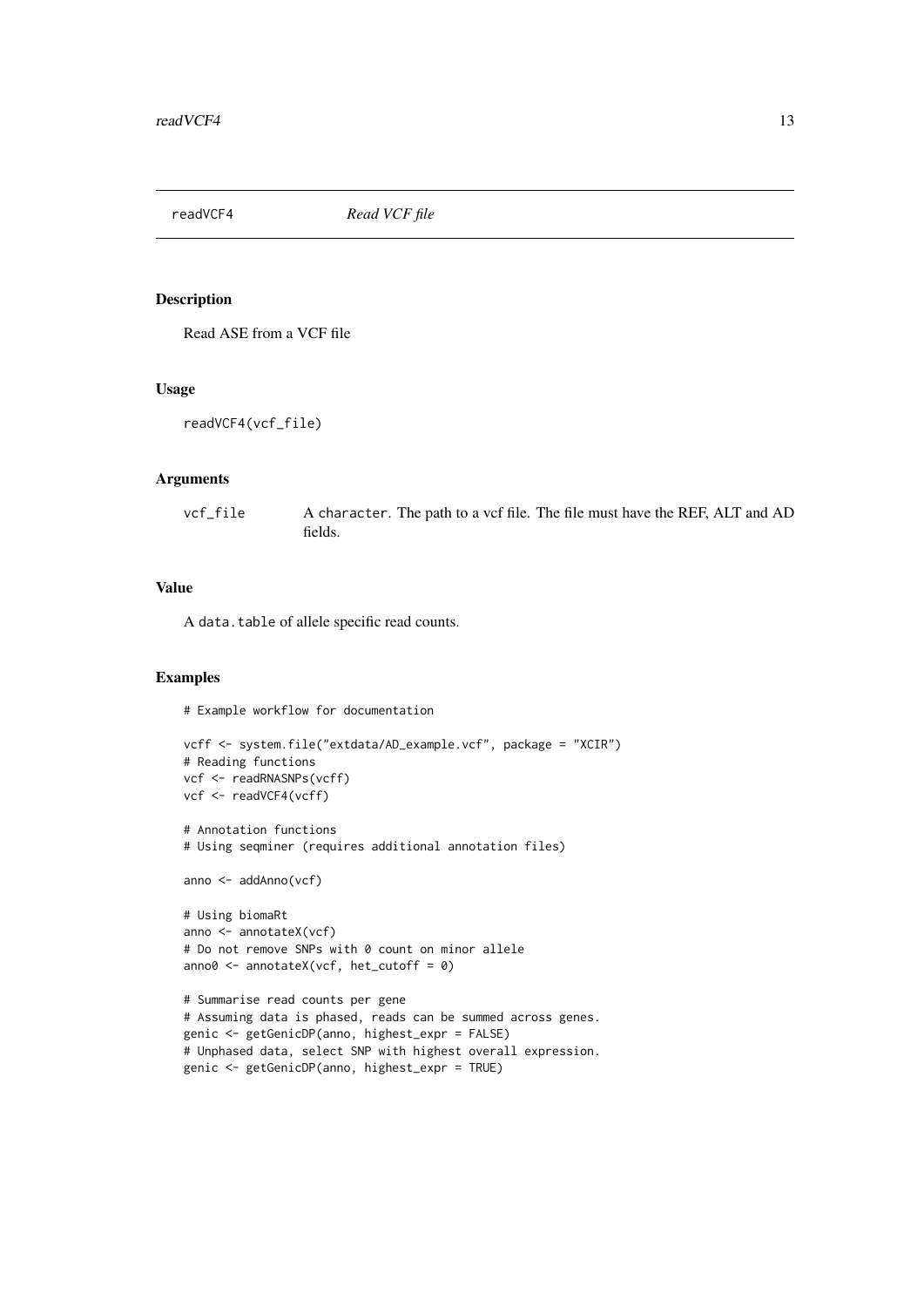## readVCF4 *Read VCF file*

### Description

Read ASE from a VCF file

### Usage

```
readVCF4(vcf_file)
```

### Arguments

| | |
|---|---|
| vcf_file | A character. The path to a vcf file. The file must have the REF, ALT and AD fields. |

### Value

A data.table of allele specific read counts.

### Examples

```
# Example workflow for documentation

vcff <- system.file("extdata/AD_example.vcf", package = "XCIR")
# Reading functions
vcf <- readRNASNPs(vcff)
vcf <- readVCF4(vcff)

# Annotation functions
# Using seqminer (requires additional annotation files)

anno <- addAnno(vcf)

# Using biomaRt
anno <- annotateX(vcf)
# Do not remove SNPs with 0 count on minor allele
anno0 <- annotateX(vcf, het_cutoff = 0)

# Summarise read counts per gene
# Assuming data is phased, reads can be summed across genes.
genic <- getGenicDP(anno, highest_expr = FALSE)
# Unphased data, select SNP with highest overall expression.
genic <- getGenicDP(anno, highest_expr = TRUE)
```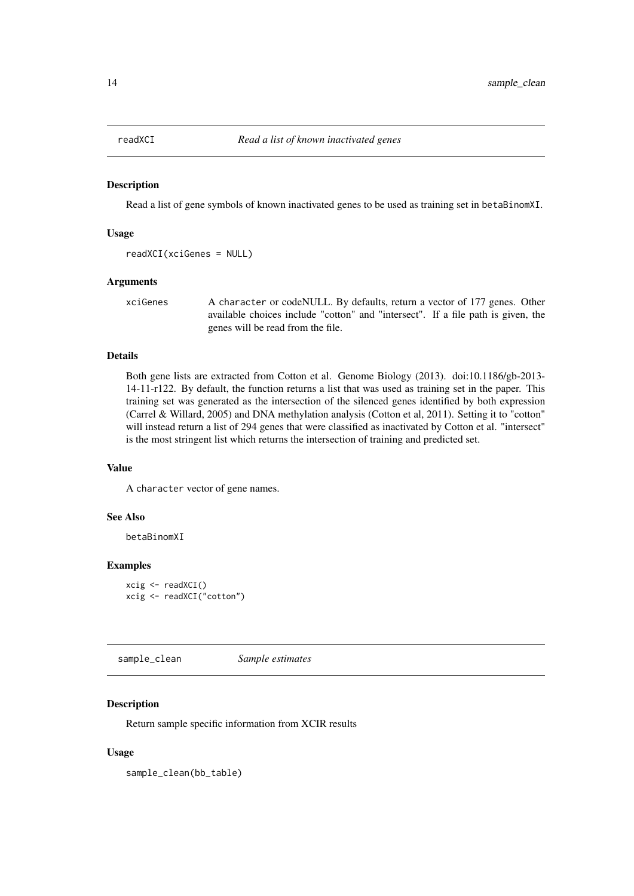## readXCI — *Read a list of known inactivated genes*

### Description

Read a list of gene symbols of known inactivated genes to be used as training set in `betaBinomXI`.

### Usage

```
readXCI(xciGenes = NULL)
```

### Arguments

| | |
|---|---|
| `xciGenes` | A `character` or codeNULL. By defaults, return a vector of 177 genes. Other available choices include "cotton" and "intersect". If a file path is given, the genes will be read from the file. |

### Details

Both gene lists are extracted from Cotton et al. Genome Biology (2013). doi:10.1186/gb-2013-14-11-r122. By default, the function returns a list that was used as training set in the paper. This training set was generated as the intersection of the silenced genes identified by both expression (Carrel & Willard, 2005) and DNA methylation analysis (Cotton et al, 2011). Setting it to "cotton" will instead return a list of 294 genes that were classified as inactivated by Cotton et al. "intersect" is the most stringent list which returns the intersection of training and predicted set.

### Value

A `character` vector of gene names.

### See Also

`betaBinomXI`

### Examples

```
xcig <- readXCI()
xcig <- readXCI("cotton")
```

## sample_clean — *Sample estimates*

### Description

Return sample specific information from XCIR results

### Usage

```
sample_clean(bb_table)
```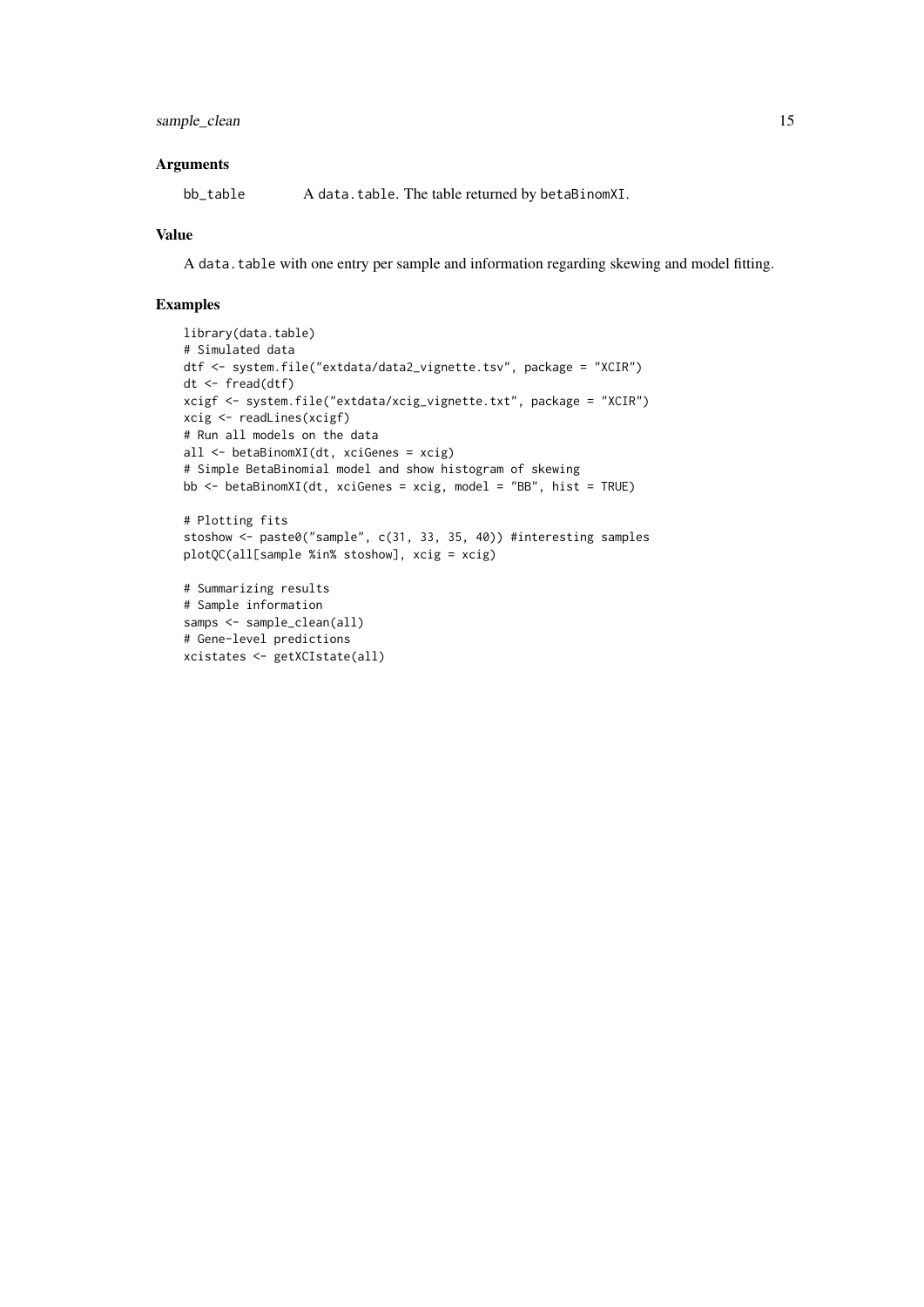### Arguments

bb_table A `data.table`. The table returned by `betaBinomXI`.

### Value

A `data.table` with one entry per sample and information regarding skewing and model fitting.

### Examples

```
library(data.table)
# Simulated data
dtf <- system.file("extdata/data2_vignette.tsv", package = "XCIR")
dt <- fread(dtf)
xcigf <- system.file("extdata/xcig_vignette.txt", package = "XCIR")
xcig <- readLines(xcigf)
# Run all models on the data
all <- betaBinomXI(dt, xciGenes = xcig)
# Simple BetaBinomial model and show histogram of skewing
bb <- betaBinomXI(dt, xciGenes = xcig, model = "BB", hist = TRUE)

# Plotting fits
stoshow <- paste0("sample", c(31, 33, 35, 40)) #interesting samples
plotQC(all[sample %in% stoshow], xcig = xcig)

# Summarizing results
# Sample information
samps <- sample_clean(all)
# Gene-level predictions
xcistates <- getXCIstate(all)
```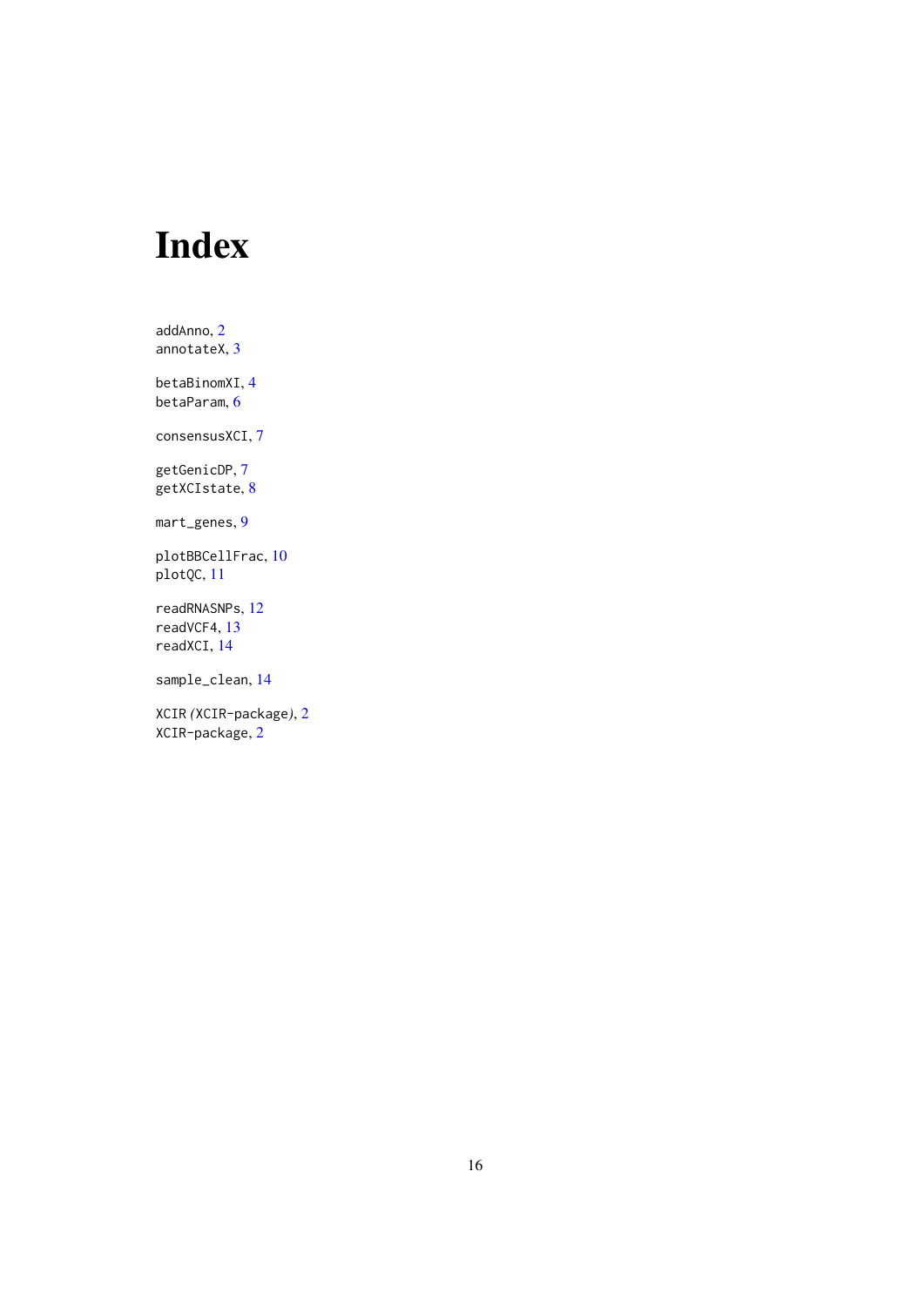# Index

addAnno, 2
annotateX, 3

betaBinomXI, 4
betaParam, 6

consensusXCI, 7

getGenicDP, 7
getXCIstate, 8

mart_genes, 9

plotBBCellFrac, 10
plotQC, 11

readRNASNPs, 12
readVCF4, 13
readXCI, 14

sample_clean, 14

XCIR (XCIR-package), 2
XCIR-package, 2